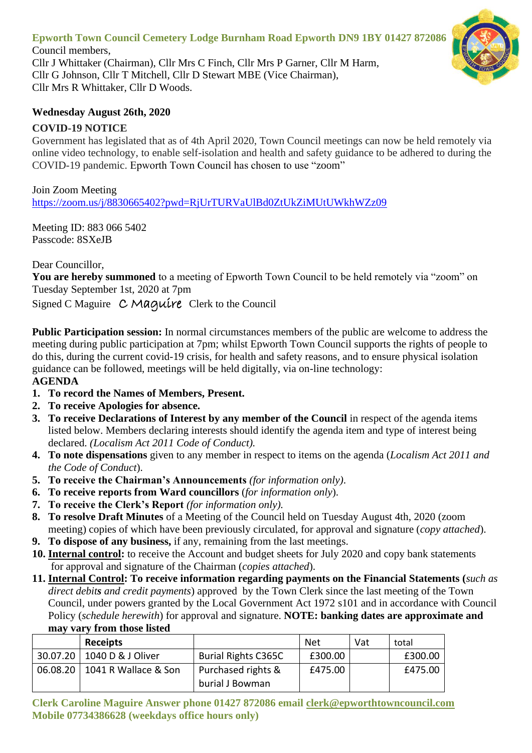**Epworth Town Council Cemetery Lodge Burnham Road Epworth DN9 1BY 01427 872086**

Council members,
Cllr J Whittaker (Chairman), Cllr Mrs C Finch, Cllr Mrs P Garner, Cllr M Harm,
Cllr G Johnson, Cllr T Mitchell, Cllr D Stewart MBE (Vice Chairman),
Cllr Mrs R Whittaker, Cllr D Woods.

**Wednesday August 26th, 2020**

**COVID-19 NOTICE**

Government has legislated that as of 4th April 2020, Town Council meetings can now be held remotely via online video technology, to enable self-isolation and health and safety guidance to be adhered to during the COVID-19 pandemic. Epworth Town Council has chosen to use "zoom"

Join Zoom Meeting
https://zoom.us/j/8830665402?pwd=RjUrTURVaUlBd0ZtUkZiMUtUWkhWZz09

Meeting ID: 883 066 5402
Passcode: 8SXeJB

Dear Councillor,

**You are hereby summoned** to a meeting of Epworth Town Council to be held remotely via "zoom" on Tuesday September 1st, 2020 at 7pm

Signed C Maguire *C Maguire* Clerk to the Council

**Public Participation session:** In normal circumstances members of the public are welcome to address the meeting during public participation at 7pm; whilst Epworth Town Council supports the rights of people to do this, during the current covid-19 crisis, for health and safety reasons, and to ensure physical isolation guidance can be followed, meetings will be held digitally, via on-line technology:

**AGENDA**

1. **To record the Names of Members, Present.**
2. **To receive Apologies for absence.**
3. **To receive Declarations of Interest by any member of the Council** in respect of the agenda items listed below. Members declaring interests should identify the agenda item and type of interest being declared. *(Localism Act 2011 Code of Conduct).*
4. **To note dispensations** given to any member in respect to items on the agenda (*Localism Act 2011 and the Code of Conduct*).
5. **To receive the Chairman's Announcements** *(for information only)*.
6. **To receive reports from Ward councillors** (*for information only*).
7. **To receive the Clerk's Report** *(for information only).*
8. **To resolve Draft Minutes** of a Meeting of the Council held on Tuesday August 4th, 2020 (zoom meeting) copies of which have been previously circulated, for approval and signature (*copy attached*).
9. **To dispose of any business,** if any, remaining from the last meetings.
10. **Internal control:** to receive the Account and budget sheets for July 2020 and copy bank statements for approval and signature of the Chairman (*copies attached*).
11. **Internal Control: To receive information regarding payments on the Financial Statements (***such as direct debits and credit payments*) approved by the Town Clerk since the last meeting of the Town Council, under powers granted by the Local Government Act 1972 s101 and in accordance with Council Policy (*schedule herewith*) for approval and signature. **NOTE: banking dates are approximate and may vary from those listed**

| | Receipts | | Net | Vat | total |
|---|---|---|---|---|---|
| 30.07.20 | 1040 D & J Oliver | Burial Rights C365C | £300.00 | | £300.00 |
| 06.08.20 | 1041 R Wallace & Son | Purchased rights & burial J Bowman | £475.00 | | £475.00 |

**Clerk Caroline Maguire Answer phone 01427 872086 email clerk@epworthtowncouncil.com**
**Mobile 07734386628 (weekdays office hours only)**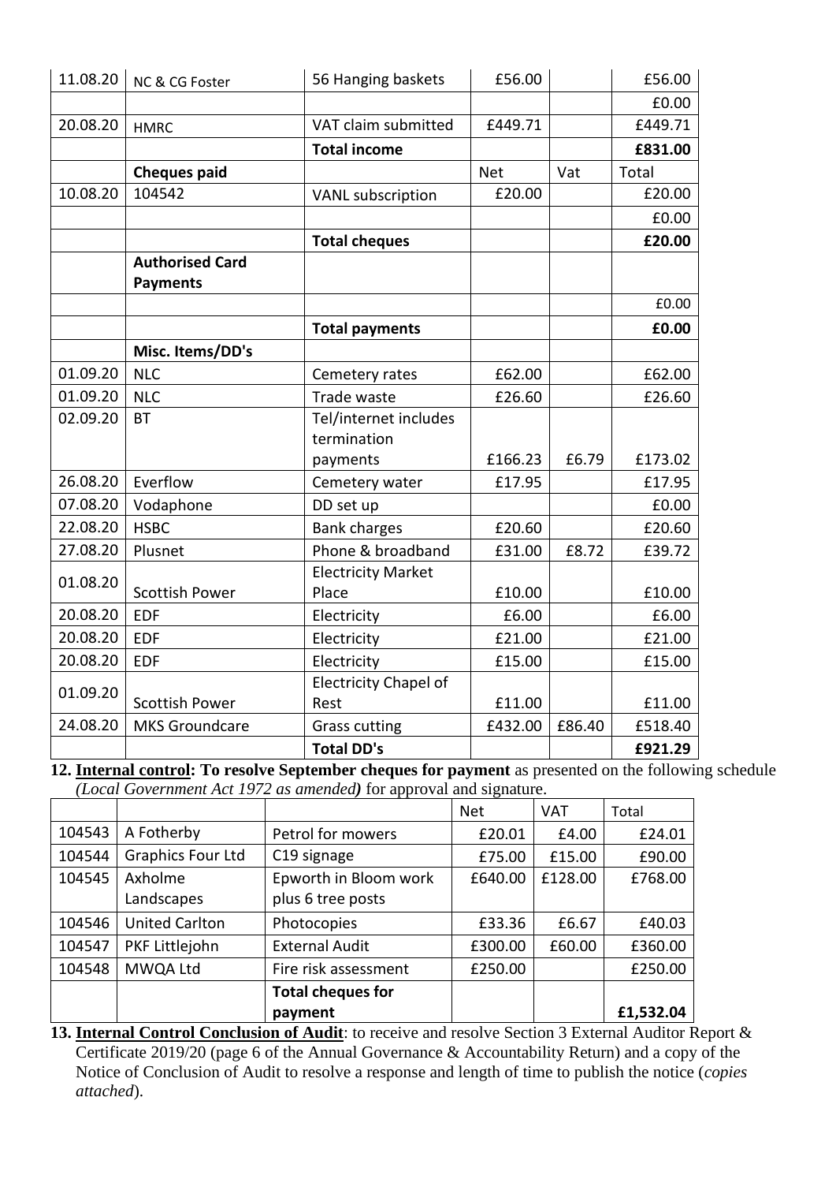| | | | | | |
|---|---|---|---|---|---|
| 11.08.20 | NC & CG Foster | 56 Hanging baskets | £56.00 | | £56.00 |
| | | | | | £0.00 |
| 20.08.20 | HMRC | VAT claim submitted | £449.71 | | £449.71 |
| | | **Total income** | | | **£831.00** |
| | **Cheques paid** | | Net | Vat | Total |
| 10.08.20 | 104542 | VANL subscription | £20.00 | | £20.00 |
| | | | | | £0.00 |
| | | **Total cheques** | | | **£20.00** |
| | **Authorised Card Payments** | | | | |
| | | | | | £0.00 |
| | | **Total payments** | | | **£0.00** |
| | **Misc. Items/DD's** | | | | |
| 01.09.20 | NLC | Cemetery rates | £62.00 | | £62.00 |
| 01.09.20 | NLC | Trade waste | £26.60 | | £26.60 |
| 02.09.20 | BT | Tel/internet includes termination payments | £166.23 | £6.79 | £173.02 |
| 26.08.20 | Everflow | Cemetery water | £17.95 | | £17.95 |
| 07.08.20 | Vodaphone | DD set up | | | £0.00 |
| 22.08.20 | HSBC | Bank charges | £20.60 | | £20.60 |
| 27.08.20 | Plusnet | Phone & broadband | £31.00 | £8.72 | £39.72 |
| 01.08.20 | Scottish Power | Electricity Market Place | £10.00 | | £10.00 |
| 20.08.20 | EDF | Electricity | £6.00 | | £6.00 |
| 20.08.20 | EDF | Electricity | £21.00 | | £21.00 |
| 20.08.20 | EDF | Electricity | £15.00 | | £15.00 |
| 01.09.20 | Scottish Power | Electricity Chapel of Rest | £11.00 | | £11.00 |
| 24.08.20 | MKS Groundcare | Grass cutting | £432.00 | £86.40 | £518.40 |
| | | **Total DD's** | | | **£921.29** |

**12. Internal control: To resolve September cheques for payment** as presented on the following schedule *(Local Government Act 1972 as amended)* for approval and signature.

| | | | Net | VAT | Total |
|---|---|---|---|---|---|
| 104543 | A Fotherby | Petrol for mowers | £20.01 | £4.00 | £24.01 |
| 104544 | Graphics Four Ltd | C19 signage | £75.00 | £15.00 | £90.00 |
| 104545 | Axholme Landscapes | Epworth in Bloom work plus 6 tree posts | £640.00 | £128.00 | £768.00 |
| 104546 | United Carlton | Photocopies | £33.36 | £6.67 | £40.03 |
| 104547 | PKF Littlejohn | External Audit | £300.00 | £60.00 | £360.00 |
| 104548 | MWQA Ltd | Fire risk assessment | £250.00 | | £250.00 |
| | | **Total cheques for payment** | | | **£1,532.04** |

**13. Internal Control Conclusion of Audit**: to receive and resolve Section 3 External Auditor Report & Certificate 2019/20 (page 6 of the Annual Governance & Accountability Return) and a copy of the Notice of Conclusion of Audit to resolve a response and length of time to publish the notice (*copies attached*).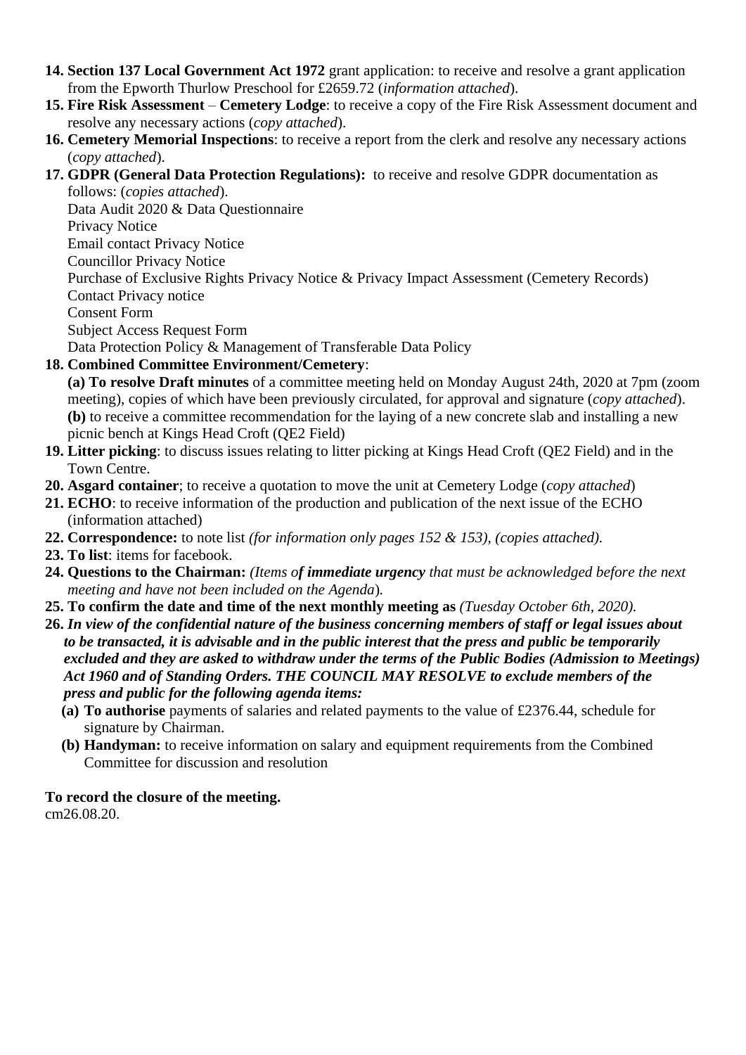14. **Section 137 Local Government Act 1972** grant application: to receive and resolve a grant application from the Epworth Thurlow Preschool for £2659.72 (*information attached*).
15. **Fire Risk Assessment** – **Cemetery Lodge**: to receive a copy of the Fire Risk Assessment document and resolve any necessary actions (*copy attached*).
16. **Cemetery Memorial Inspections**: to receive a report from the clerk and resolve any necessary actions (*copy attached*).
17. **GDPR (General Data Protection Regulations):** to receive and resolve GDPR documentation as follows: (*copies attached*).
    Data Audit 2020 & Data Questionnaire
    Privacy Notice
    Email contact Privacy Notice
    Councillor Privacy Notice
    Purchase of Exclusive Rights Privacy Notice & Privacy Impact Assessment (Cemetery Records)
    Contact Privacy notice
    Consent Form
    Subject Access Request Form
    Data Protection Policy & Management of Transferable Data Policy
18. **Combined Committee Environment/Cemetery**:
    **(a) To resolve Draft minutes** of a committee meeting held on Monday August 24th, 2020 at 7pm (zoom meeting), copies of which have been previously circulated, for approval and signature (*copy attached*).
    **(b)** to receive a committee recommendation for the laying of a new concrete slab and installing a new picnic bench at Kings Head Croft (QE2 Field)
19. **Litter picking**: to discuss issues relating to litter picking at Kings Head Croft (QE2 Field) and in the Town Centre.
20. **Asgard container**; to receive a quotation to move the unit at Cemetery Lodge (*copy attached*)
21. **ECHO**: to receive information of the production and publication of the next issue of the ECHO (information attached)
22. **Correspondence:** to note list *(for information only pages 152 & 153), (copies attached).*
23. **To list**: items for facebook.
24. **Questions to the Chairman:** *(Items o**f immediate urgency** that must be acknowledged before the next meeting and have not been included on the Agenda).*
25. **To confirm the date and time of the next monthly meeting as** *(Tuesday October 6th, 2020).*
26. ***In view of the confidential nature of the business concerning members of staff or legal issues about to be transacted, it is advisable and in the public interest that the press and public be temporarily excluded and they are asked to withdraw under the terms of the Public Bodies (Admission to Meetings) Act 1960 and of Standing Orders. THE COUNCIL MAY RESOLVE to exclude members of the press and public for the following agenda items:***
    **(a) To authorise** payments of salaries and related payments to the value of £2376.44, schedule for signature by Chairman.
    **(b) Handyman:** to receive information on salary and equipment requirements from the Combined Committee for discussion and resolution

**To record the closure of the meeting.**
cm26.08.20.